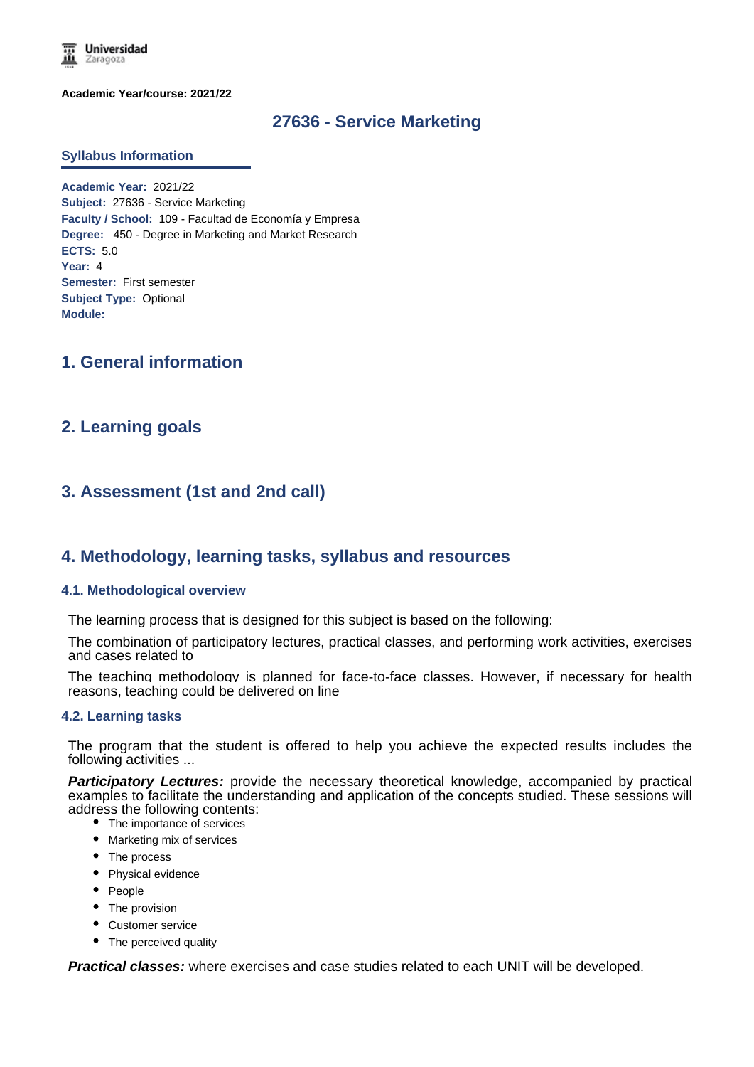Universidad Zaragoza

**Academic Year/course: 2021/22**

# 27636 - Service Marketing

## Syllabus Information

**Academic Year:** 2021/22
**Subject:** 27636 - Service Marketing
**Faculty / School:** 109 - Facultad de Economía y Empresa
**Degree:** 450 - Degree in Marketing and Market Research
**ECTS:** 5.0
**Year:** 4
**Semester:** First semester
**Subject Type:** Optional
**Module:**

## 1. General information

## 2. Learning goals

## 3. Assessment (1st and 2nd call)

## 4. Methodology, learning tasks, syllabus and resources

### 4.1. Methodological overview

The learning process that is designed for this subject is based on the following:

The combination of participatory lectures, practical classes, and performing work activities, exercises and cases related to

The teaching methodology is planned for face-to-face classes. However, if necessary for health reasons, teaching could be delivered on line

### 4.2. Learning tasks

The program that the student is offered to help you achieve the expected results includes the following activities ...

***Participatory Lectures:*** provide the necessary theoretical knowledge, accompanied by practical examples to facilitate the understanding and application of the concepts studied. These sessions will address the following contents:

- The importance of services
- Marketing mix of services
- The process
- Physical evidence
- People
- The provision
- Customer service
- The perceived quality

***Practical classes:*** where exercises and case studies related to each UNIT will be developed.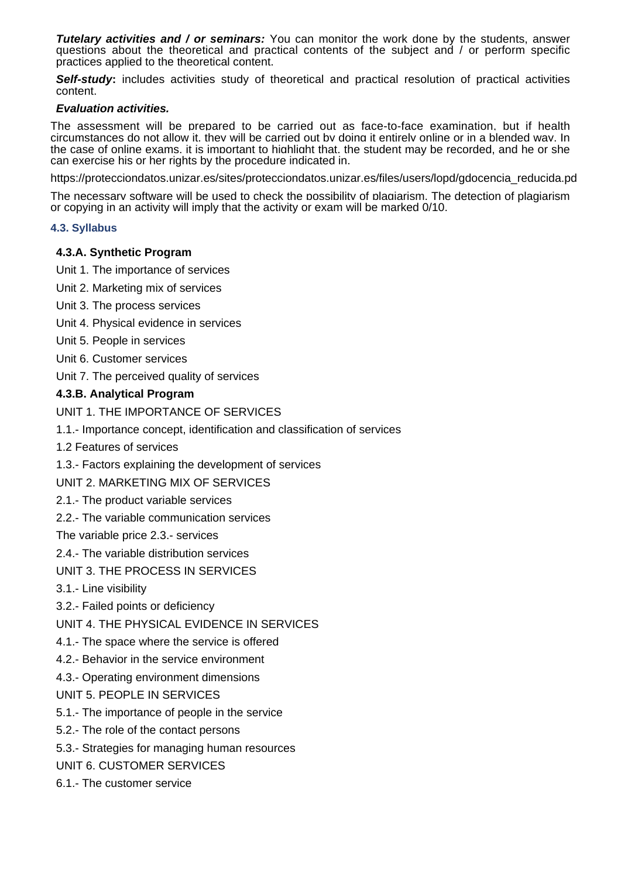***Tutelary activities and / or seminars:*** You can monitor the work done by the students, answer questions about the theoretical and practical contents of the subject and / or perform specific practices applied to the theoretical content.

***Self-study*:** includes activities study of theoretical and practical resolution of practical activities content.

***Evaluation activities.***

The assessment will be prepared to be carried out as face-to-face examination, but if health circumstances do not allow it, they will be carried out by doing it entirely online or in a blended way. In the case of online exams, it is important to highlight that, the student may be recorded, and he or she can exercise his or her rights by the procedure indicated in.

https://protecciondatos.unizar.es/sites/protecciondatos.unizar.es/files/users/lopd/gdocencia_reducida.pd

The necessary software will be used to check the possibility of plagiarism. The detection of plagiarism or copying in an activity will imply that the activity or exam will be marked 0/10.

### 4.3. Syllabus

#### 4.3.A. Synthetic Program

Unit 1. The importance of services

Unit 2. Marketing mix of services

Unit 3. The process services

Unit 4. Physical evidence in services

Unit 5. People in services

Unit 6. Customer services

Unit 7. The perceived quality of services

#### 4.3.B. Analytical Program

UNIT 1. THE IMPORTANCE OF SERVICES

1.1.- Importance concept, identification and classification of services

1.2 Features of services

1.3.- Factors explaining the development of services

UNIT 2. MARKETING MIX OF SERVICES

2.1.- The product variable services

2.2.- The variable communication services

The variable price 2.3.- services

2.4.- The variable distribution services

UNIT 3. THE PROCESS IN SERVICES

3.1.- Line visibility

3.2.- Failed points or deficiency

UNIT 4. THE PHYSICAL EVIDENCE IN SERVICES

4.1.- The space where the service is offered

4.2.- Behavior in the service environment

4.3.- Operating environment dimensions

UNIT 5. PEOPLE IN SERVICES

5.1.- The importance of people in the service

5.2.- The role of the contact persons

5.3.- Strategies for managing human resources

UNIT 6. CUSTOMER SERVICES

6.1.- The customer service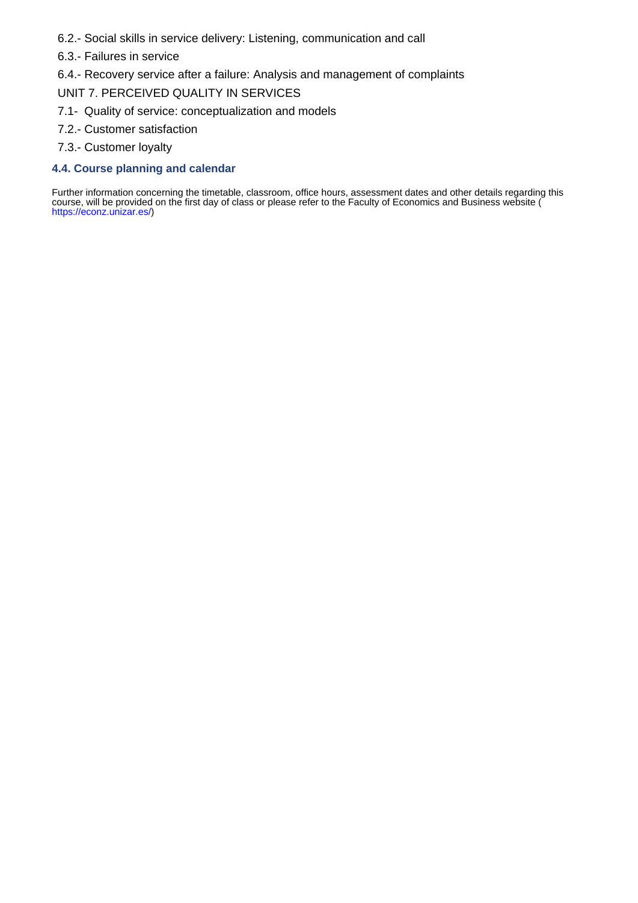6.2.- Social skills in service delivery: Listening, communication and call

6.3.- Failures in service

6.4.- Recovery service after a failure: Analysis and management of complaints

UNIT 7. PERCEIVED QUALITY IN SERVICES

7.1- Quality of service: conceptualization and models

7.2.- Customer satisfaction

7.3.- Customer loyalty

### 4.4. Course planning and calendar

Further information concerning the timetable, classroom, office hours, assessment dates and other details regarding this course, will be provided on the first day of class or please refer to the Faculty of Economics and Business website (https://econz.unizar.es/)